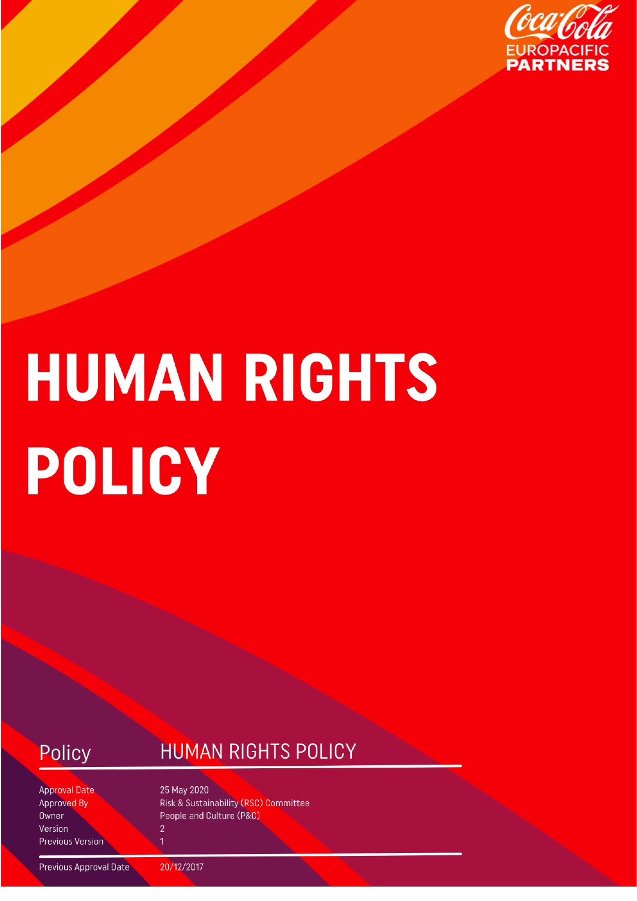Coca-Cola EUROPACIFIC PARTNERS

# HUMAN RIGHTS POLICY

| Policy | HUMAN RIGHTS POLICY |
|---|---|
| Approval Date | 25 May 2020 |
| Approved By | Risk & Sustainability (RSC) Committee |
| Owner | People and Culture (P&C) |
| Version | 2 |
| Previous Version | 1 |
| Previous Approval Date | 20/12/2017 |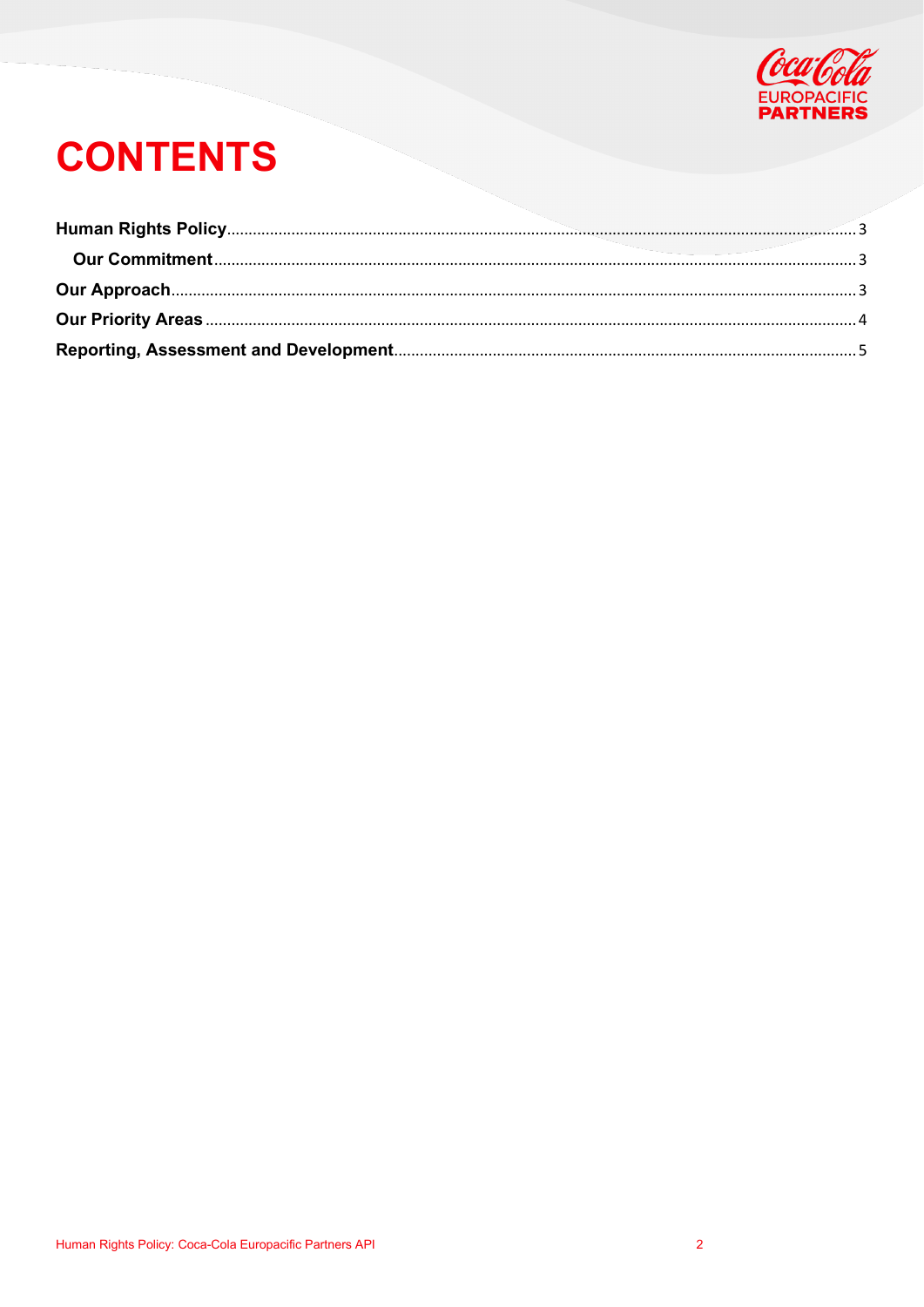# CONTENTS

**Human Rights Policy** ..... 3

  **Our Commitment** ..... 3

**Our Approach** ..... 3

**Our Priority Areas** ..... 4

**Reporting, Assessment and Development** ..... 5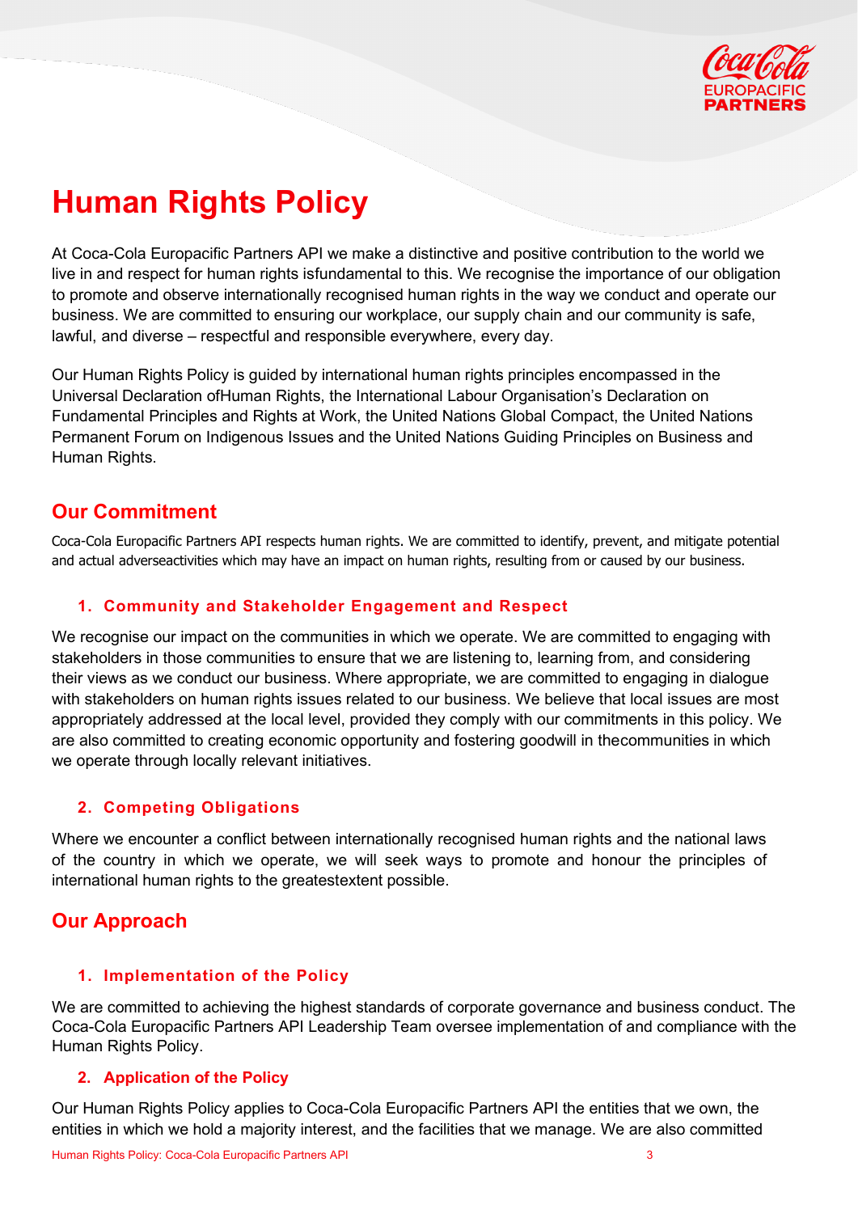# Human Rights Policy

At Coca-Cola Europacific Partners API we make a distinctive and positive contribution to the world we live in and respect for human rights isfundamental to this. We recognise the importance of our obligation to promote and observe internationally recognised human rights in the way we conduct and operate our business. We are committed to ensuring our workplace, our supply chain and our community is safe, lawful, and diverse – respectful and responsible everywhere, every day.

Our Human Rights Policy is guided by international human rights principles encompassed in the Universal Declaration ofHuman Rights, the International Labour Organisation's Declaration on Fundamental Principles and Rights at Work, the United Nations Global Compact, the United Nations Permanent Forum on Indigenous Issues and the United Nations Guiding Principles on Business and Human Rights.

## Our Commitment

Coca-Cola Europacific Partners API respects human rights. We are committed to identify, prevent, and mitigate potential and actual adverseactivities which may have an impact on human rights, resulting from or caused by our business.

### 1. Community and Stakeholder Engagement and Respect

We recognise our impact on the communities in which we operate. We are committed to engaging with stakeholders in those communities to ensure that we are listening to, learning from, and considering their views as we conduct our business. Where appropriate, we are committed to engaging in dialogue with stakeholders on human rights issues related to our business. We believe that local issues are most appropriately addressed at the local level, provided they comply with our commitments in this policy. We are also committed to creating economic opportunity and fostering goodwill in thecommunities in which we operate through locally relevant initiatives.

### 2. Competing Obligations

Where we encounter a conflict between internationally recognised human rights and the national laws of the country in which we operate, we will seek ways to promote and honour the principles of international human rights to the greatestextent possible.

## Our Approach

### 1. Implementation of the Policy

We are committed to achieving the highest standards of corporate governance and business conduct. The Coca-Cola Europacific Partners API Leadership Team oversee implementation of and compliance with the Human Rights Policy.

### 2. Application of the Policy

Our Human Rights Policy applies to Coca-Cola Europacific Partners API the entities that we own, the entities in which we hold a majority interest, and the facilities that we manage. We are also committed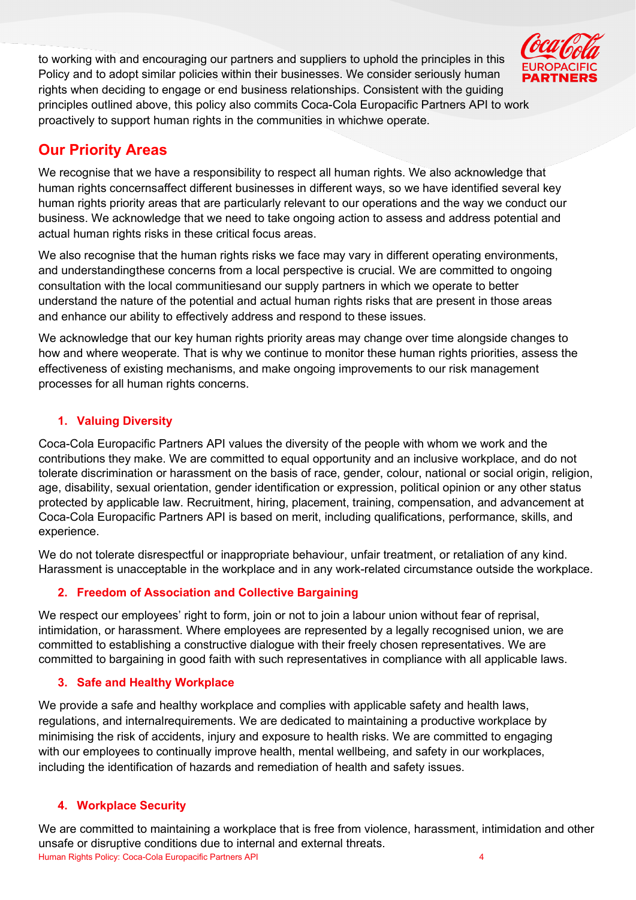to working with and encouraging our partners and suppliers to uphold the principles in this Policy and to adopt similar policies within their businesses. We consider seriously human rights when deciding to engage or end business relationships. Consistent with the guiding principles outlined above, this policy also commits Coca-Cola Europacific Partners API to work proactively to support human rights in the communities in whichwe operate.

## Our Priority Areas

We recognise that we have a responsibility to respect all human rights. We also acknowledge that human rights concernsaffect different businesses in different ways, so we have identified several key human rights priority areas that are particularly relevant to our operations and the way we conduct our business. We acknowledge that we need to take ongoing action to assess and address potential and actual human rights risks in these critical focus areas.

We also recognise that the human rights risks we face may vary in different operating environments, and understandingthese concerns from a local perspective is crucial. We are committed to ongoing consultation with the local communitiesand our supply partners in which we operate to better understand the nature of the potential and actual human rights risks that are present in those areas and enhance our ability to effectively address and respond to these issues.

We acknowledge that our key human rights priority areas may change over time alongside changes to how and where weoperate. That is why we continue to monitor these human rights priorities, assess the effectiveness of existing mechanisms, and make ongoing improvements to our risk management processes for all human rights concerns.

### 1. Valuing Diversity

Coca-Cola Europacific Partners API values the diversity of the people with whom we work and the contributions they make. We are committed to equal opportunity and an inclusive workplace, and do not tolerate discrimination or harassment on the basis of race, gender, colour, national or social origin, religion, age, disability, sexual orientation, gender identification or expression, political opinion or any other status protected by applicable law. Recruitment, hiring, placement, training, compensation, and advancement at Coca-Cola Europacific Partners API is based on merit, including qualifications, performance, skills, and experience.

We do not tolerate disrespectful or inappropriate behaviour, unfair treatment, or retaliation of any kind. Harassment is unacceptable in the workplace and in any work-related circumstance outside the workplace.

### 2. Freedom of Association and Collective Bargaining

We respect our employees' right to form, join or not to join a labour union without fear of reprisal, intimidation, or harassment. Where employees are represented by a legally recognised union, we are committed to establishing a constructive dialogue with their freely chosen representatives. We are committed to bargaining in good faith with such representatives in compliance with all applicable laws.

### 3. Safe and Healthy Workplace

We provide a safe and healthy workplace and complies with applicable safety and health laws, regulations, and internalrequirements. We are dedicated to maintaining a productive workplace by minimising the risk of accidents, injury and exposure to health risks. We are committed to engaging with our employees to continually improve health, mental wellbeing, and safety in our workplaces, including the identification of hazards and remediation of health and safety issues.

### 4. Workplace Security

We are committed to maintaining a workplace that is free from violence, harassment, intimidation and other unsafe or disruptive conditions due to internal and external threats.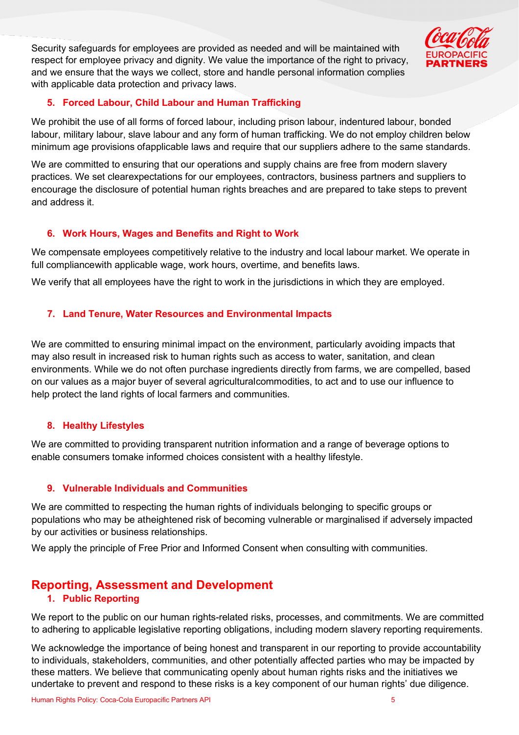Security safeguards for employees are provided as needed and will be maintained with respect for employee privacy and dignity. We value the importance of the right to privacy, and we ensure that the ways we collect, store and handle personal information complies with applicable data protection and privacy laws.

### 5. Forced Labour, Child Labour and Human Trafficking

We prohibit the use of all forms of forced labour, including prison labour, indentured labour, bonded labour, military labour, slave labour and any form of human trafficking. We do not employ children below minimum age provisions ofapplicable laws and require that our suppliers adhere to the same standards.

We are committed to ensuring that our operations and supply chains are free from modern slavery practices. We set clearexpectations for our employees, contractors, business partners and suppliers to encourage the disclosure of potential human rights breaches and are prepared to take steps to prevent and address it.

### 6. Work Hours, Wages and Benefits and Right to Work

We compensate employees competitively relative to the industry and local labour market. We operate in full compliancewith applicable wage, work hours, overtime, and benefits laws.

We verify that all employees have the right to work in the jurisdictions in which they are employed.

### 7. Land Tenure, Water Resources and Environmental Impacts

We are committed to ensuring minimal impact on the environment, particularly avoiding impacts that may also result in increased risk to human rights such as access to water, sanitation, and clean environments. While we do not often purchase ingredients directly from farms, we are compelled, based on our values as a major buyer of several agriculturalcommodities, to act and to use our influence to help protect the land rights of local farmers and communities.

### 8. Healthy Lifestyles

We are committed to providing transparent nutrition information and a range of beverage options to enable consumers tomake informed choices consistent with a healthy lifestyle.

### 9. Vulnerable Individuals and Communities

We are committed to respecting the human rights of individuals belonging to specific groups or populations who may be atheightened risk of becoming vulnerable or marginalised if adversely impacted by our activities or business relationships.

We apply the principle of Free Prior and Informed Consent when consulting with communities.

## Reporting, Assessment and Development

### 1. Public Reporting

We report to the public on our human rights-related risks, processes, and commitments. We are committed to adhering to applicable legislative reporting obligations, including modern slavery reporting requirements.

We acknowledge the importance of being honest and transparent in our reporting to provide accountability to individuals, stakeholders, communities, and other potentially affected parties who may be impacted by these matters. We believe that communicating openly about human rights risks and the initiatives we undertake to prevent and respond to these risks is a key component of our human rights' due diligence.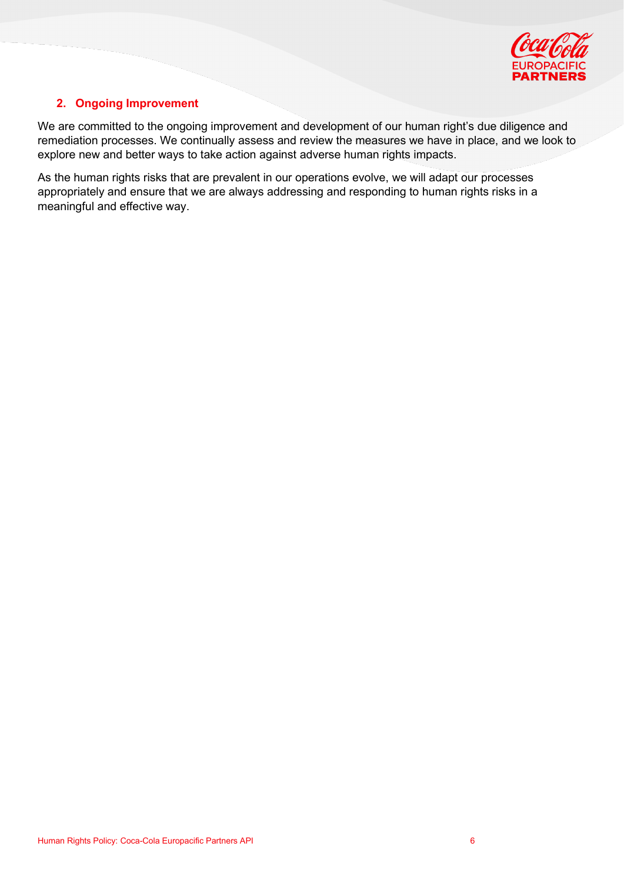## 2. Ongoing Improvement

We are committed to the ongoing improvement and development of our human right's due diligence and remediation processes. We continually assess and review the measures we have in place, and we look to explore new and better ways to take action against adverse human rights impacts.

As the human rights risks that are prevalent in our operations evolve, we will adapt our processes appropriately and ensure that we are always addressing and responding to human rights risks in a meaningful and effective way.